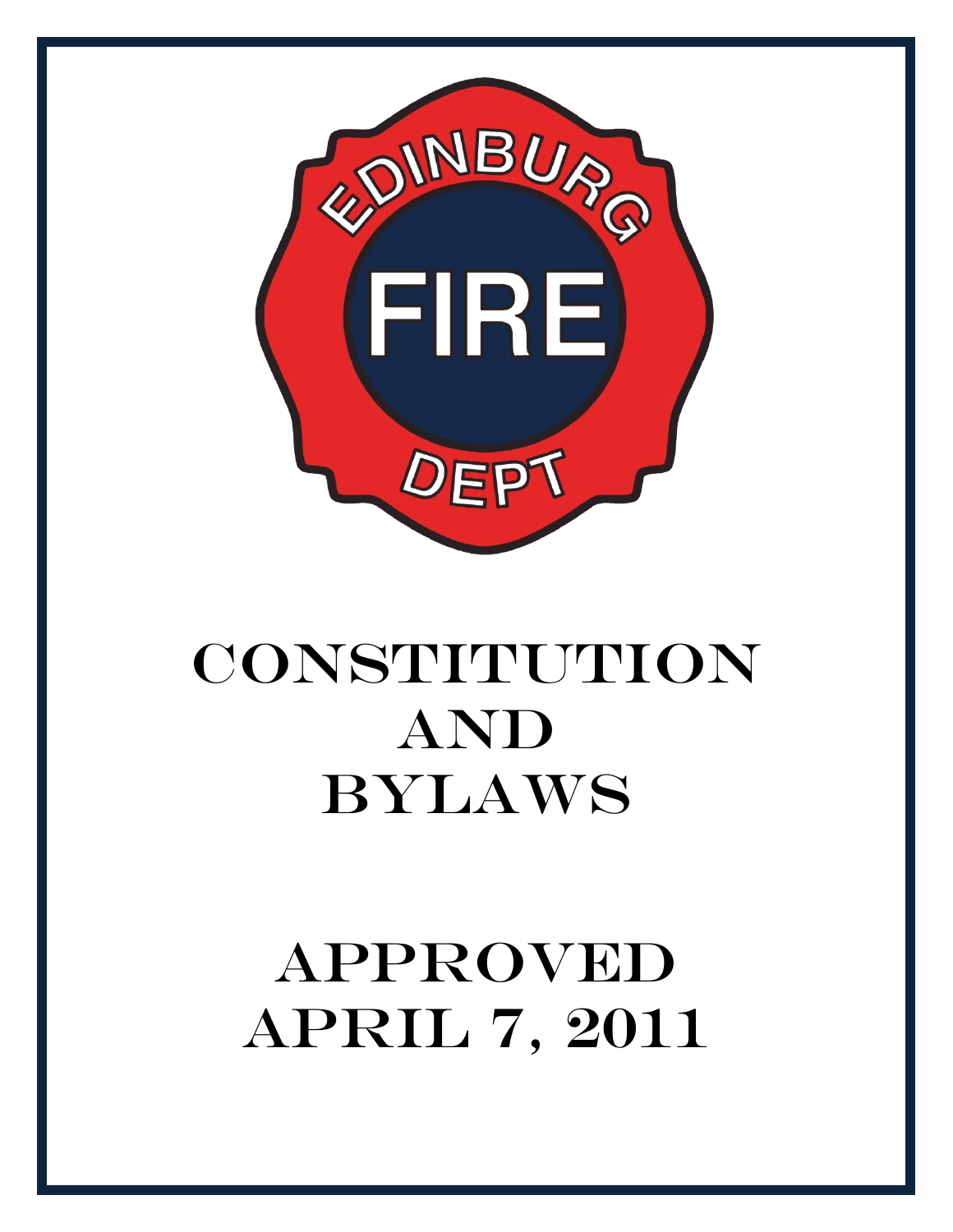EDINBURG FIRE DEPT

# CONSTITUTION AND BYLAWS

# APPROVED APRIL 7, 2011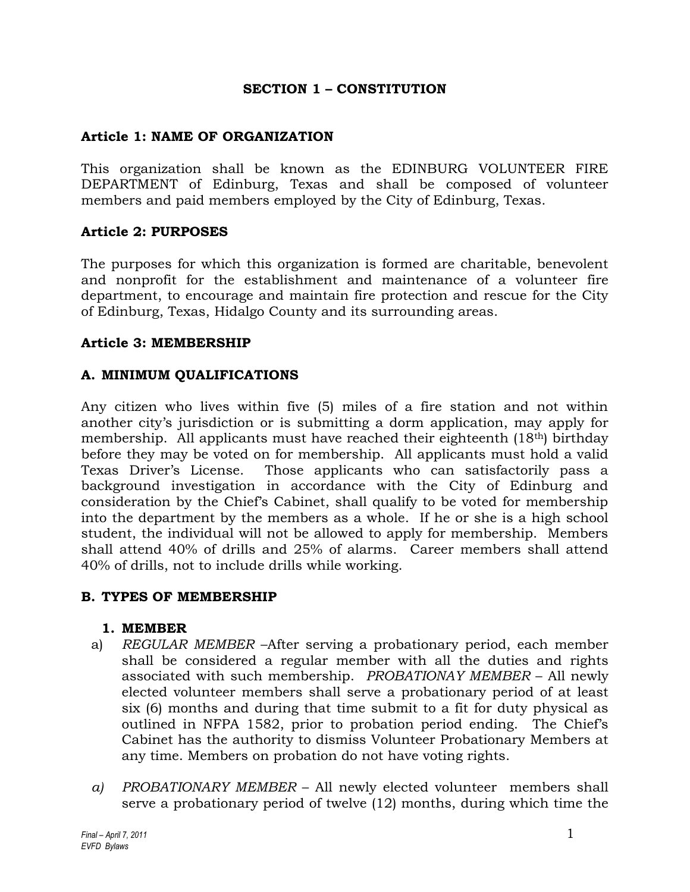# SECTION 1 – CONSTITUTION

## Article 1: NAME OF ORGANIZATION

This organization shall be known as the EDINBURG VOLUNTEER FIRE DEPARTMENT of Edinburg, Texas and shall be composed of volunteer members and paid members employed by the City of Edinburg, Texas.

## Article 2: PURPOSES

The purposes for which this organization is formed are charitable, benevolent and nonprofit for the establishment and maintenance of a volunteer fire department, to encourage and maintain fire protection and rescue for the City of Edinburg, Texas, Hidalgo County and its surrounding areas.

## Article 3: MEMBERSHIP

### A. MINIMUM QUALIFICATIONS

Any citizen who lives within five (5) miles of a fire station and not within another city's jurisdiction or is submitting a dorm application, may apply for membership. All applicants must have reached their eighteenth (18th) birthday before they may be voted on for membership. All applicants must hold a valid Texas Driver's License. Those applicants who can satisfactorily pass a background investigation in accordance with the City of Edinburg and consideration by the Chief's Cabinet, shall qualify to be voted for membership into the department by the members as a whole. If he or she is a high school student, the individual will not be allowed to apply for membership. Members shall attend 40% of drills and 25% of alarms. Career members shall attend 40% of drills, not to include drills while working.

### B. TYPES OF MEMBERSHIP

**1. MEMBER**

a) *REGULAR MEMBER* –After serving a probationary period, each member shall be considered a regular member with all the duties and rights associated with such membership. *PROBATIONAY MEMBER* – All newly elected volunteer members shall serve a probationary period of at least six (6) months and during that time submit to a fit for duty physical as outlined in NFPA 1582, prior to probation period ending. The Chief's Cabinet has the authority to dismiss Volunteer Probationary Members at any time. Members on probation do not have voting rights.

*a)* *PROBATIONARY MEMBER* – All newly elected volunteer members shall serve a probationary period of twelve (12) months, during which time the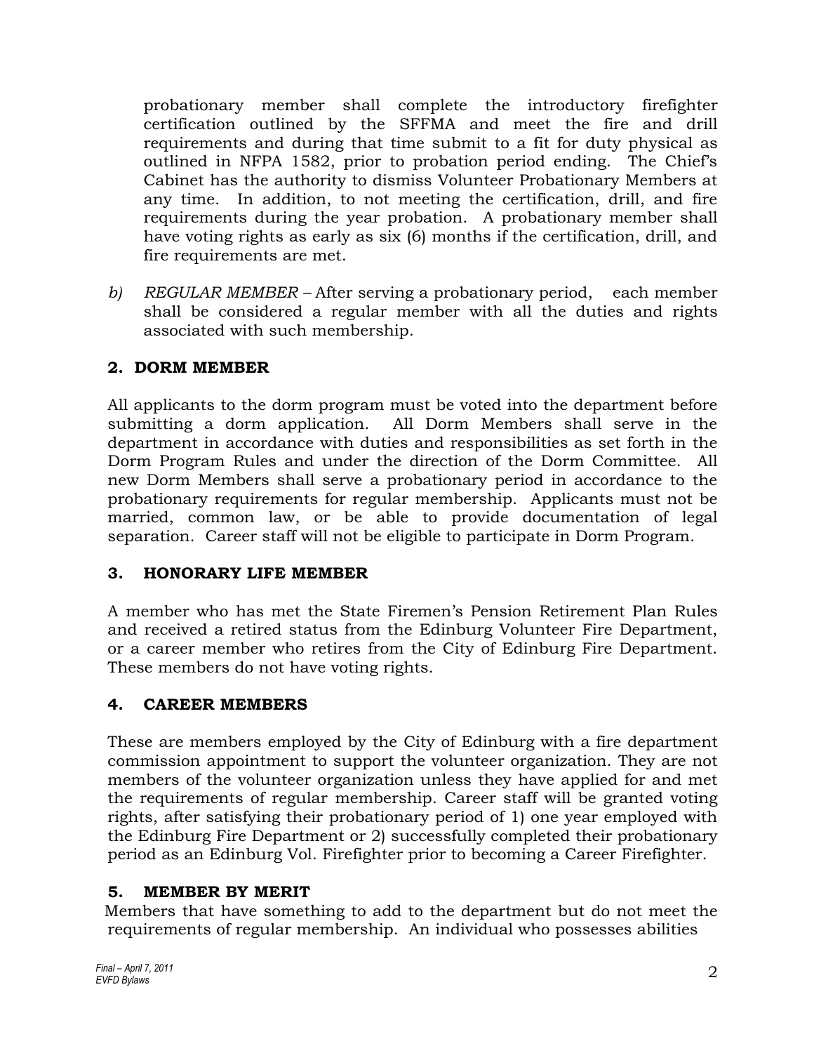probationary member shall complete the introductory firefighter certification outlined by the SFFMA and meet the fire and drill requirements and during that time submit to a fit for duty physical as outlined in NFPA 1582, prior to probation period ending. The Chief's Cabinet has the authority to dismiss Volunteer Probationary Members at any time. In addition, to not meeting the certification, drill, and fire requirements during the year probation. A probationary member shall have voting rights as early as six (6) months if the certification, drill, and fire requirements are met.

b) *REGULAR MEMBER* – After serving a probationary period, each member shall be considered a regular member with all the duties and rights associated with such membership.

## 2. DORM MEMBER

All applicants to the dorm program must be voted into the department before submitting a dorm application. All Dorm Members shall serve in the department in accordance with duties and responsibilities as set forth in the Dorm Program Rules and under the direction of the Dorm Committee. All new Dorm Members shall serve a probationary period in accordance to the probationary requirements for regular membership. Applicants must not be married, common law, or be able to provide documentation of legal separation. Career staff will not be eligible to participate in Dorm Program.

## 3. HONORARY LIFE MEMBER

A member who has met the State Firemen's Pension Retirement Plan Rules and received a retired status from the Edinburg Volunteer Fire Department, or a career member who retires from the City of Edinburg Fire Department. These members do not have voting rights.

## 4. CAREER MEMBERS

These are members employed by the City of Edinburg with a fire department commission appointment to support the volunteer organization. They are not members of the volunteer organization unless they have applied for and met the requirements of regular membership. Career staff will be granted voting rights, after satisfying their probationary period of 1) one year employed with the Edinburg Fire Department or 2) successfully completed their probationary period as an Edinburg Vol. Firefighter prior to becoming a Career Firefighter.

## 5. MEMBER BY MERIT

Members that have something to add to the department but do not meet the requirements of regular membership. An individual who possesses abilities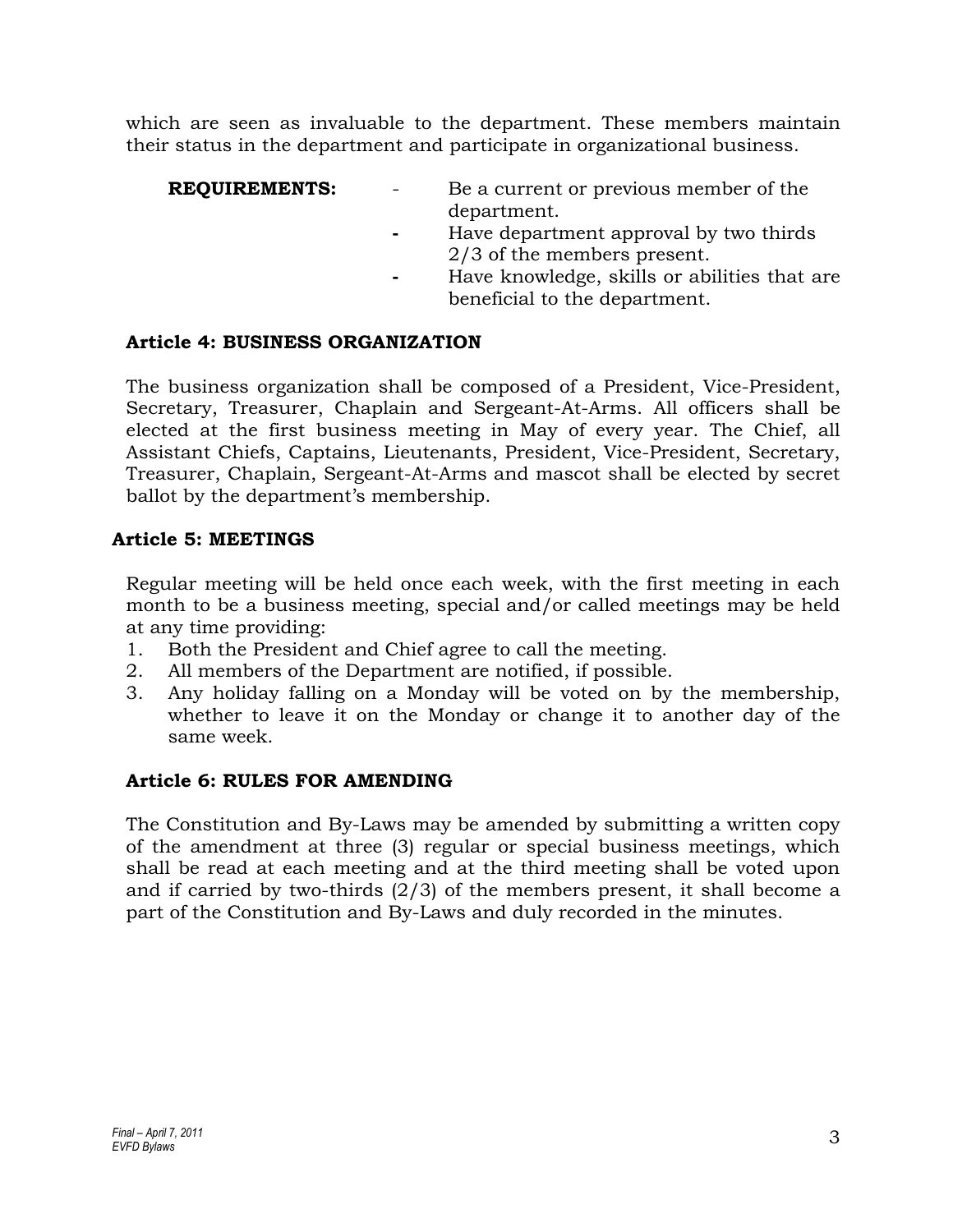which are seen as invaluable to the department. These members maintain their status in the department and participate in organizational business.

**REQUIREMENTS:**

- Be a current or previous member of the department.
- Have department approval by two thirds 2/3 of the members present.
- Have knowledge, skills or abilities that are beneficial to the department.

### Article 4: BUSINESS ORGANIZATION

The business organization shall be composed of a President, Vice-President, Secretary, Treasurer, Chaplain and Sergeant-At-Arms. All officers shall be elected at the first business meeting in May of every year. The Chief, all Assistant Chiefs, Captains, Lieutenants, President, Vice-President, Secretary, Treasurer, Chaplain, Sergeant-At-Arms and mascot shall be elected by secret ballot by the department's membership.

### Article 5: MEETINGS

Regular meeting will be held once each week, with the first meeting in each month to be a business meeting, special and/or called meetings may be held at any time providing:

1. Both the President and Chief agree to call the meeting.
2. All members of the Department are notified, if possible.
3. Any holiday falling on a Monday will be voted on by the membership, whether to leave it on the Monday or change it to another day of the same week.

### Article 6: RULES FOR AMENDING

The Constitution and By-Laws may be amended by submitting a written copy of the amendment at three (3) regular or special business meetings, which shall be read at each meeting and at the third meeting shall be voted upon and if carried by two-thirds (2/3) of the members present, it shall become a part of the Constitution and By-Laws and duly recorded in the minutes.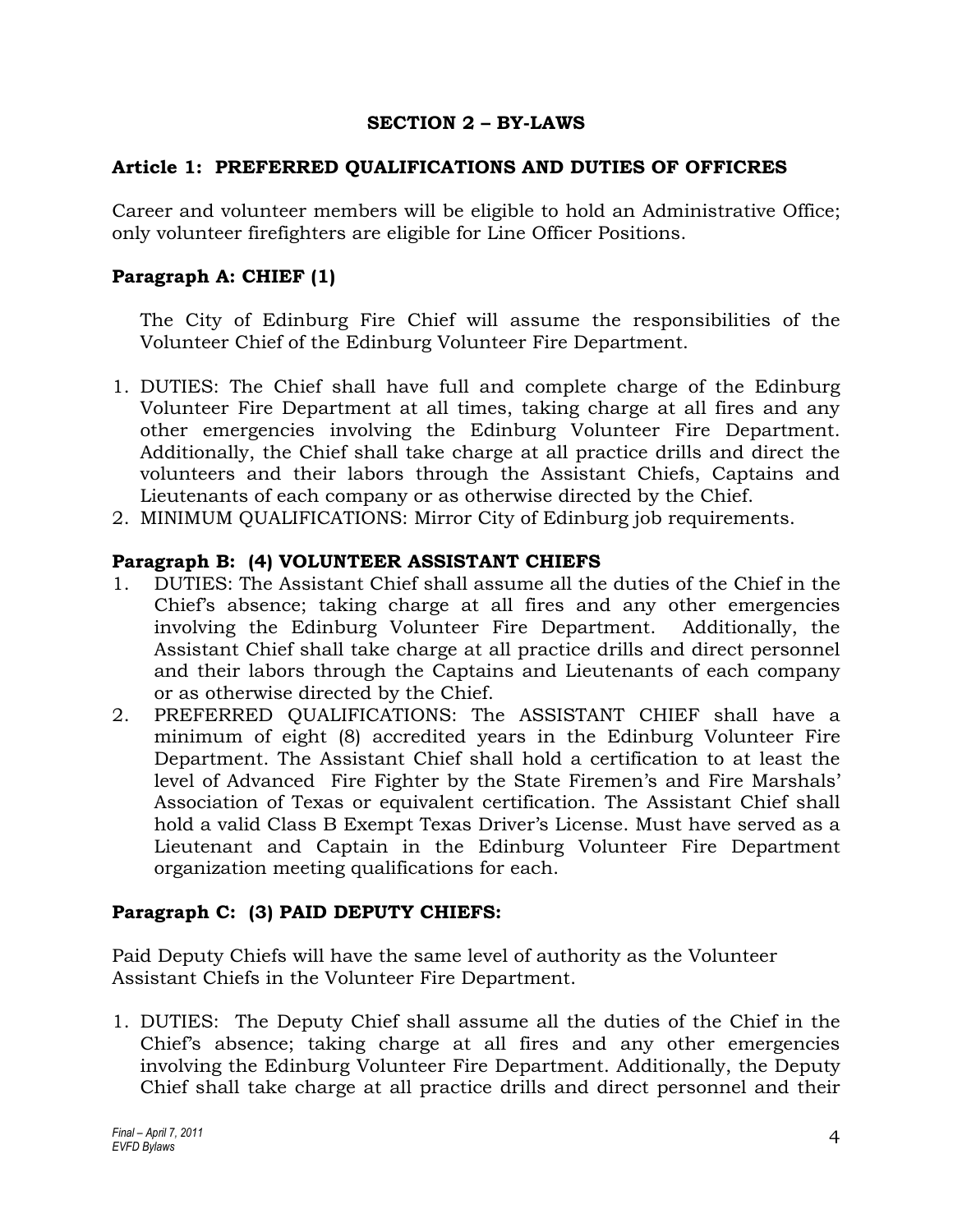## SECTION 2 – BY-LAWS

### Article 1: PREFERRED QUALIFICATIONS AND DUTIES OF OFFICRES

Career and volunteer members will be eligible to hold an Administrative Office; only volunteer firefighters are eligible for Line Officer Positions.

#### Paragraph A: CHIEF (1)

The City of Edinburg Fire Chief will assume the responsibilities of the Volunteer Chief of the Edinburg Volunteer Fire Department.

1. DUTIES: The Chief shall have full and complete charge of the Edinburg Volunteer Fire Department at all times, taking charge at all fires and any other emergencies involving the Edinburg Volunteer Fire Department. Additionally, the Chief shall take charge at all practice drills and direct the volunteers and their labors through the Assistant Chiefs, Captains and Lieutenants of each company or as otherwise directed by the Chief.
2. MINIMUM QUALIFICATIONS: Mirror City of Edinburg job requirements.

#### Paragraph B: (4) VOLUNTEER ASSISTANT CHIEFS

1. DUTIES: The Assistant Chief shall assume all the duties of the Chief in the Chief's absence; taking charge at all fires and any other emergencies involving the Edinburg Volunteer Fire Department. Additionally, the Assistant Chief shall take charge at all practice drills and direct personnel and their labors through the Captains and Lieutenants of each company or as otherwise directed by the Chief.
2. PREFERRED QUALIFICATIONS: The ASSISTANT CHIEF shall have a minimum of eight (8) accredited years in the Edinburg Volunteer Fire Department. The Assistant Chief shall hold a certification to at least the level of Advanced Fire Fighter by the State Firemen's and Fire Marshals' Association of Texas or equivalent certification. The Assistant Chief shall hold a valid Class B Exempt Texas Driver's License. Must have served as a Lieutenant and Captain in the Edinburg Volunteer Fire Department organization meeting qualifications for each.

#### Paragraph C: (3) PAID DEPUTY CHIEFS:

Paid Deputy Chiefs will have the same level of authority as the Volunteer Assistant Chiefs in the Volunteer Fire Department.

1. DUTIES: The Deputy Chief shall assume all the duties of the Chief in the Chief's absence; taking charge at all fires and any other emergencies involving the Edinburg Volunteer Fire Department. Additionally, the Deputy Chief shall take charge at all practice drills and direct personnel and their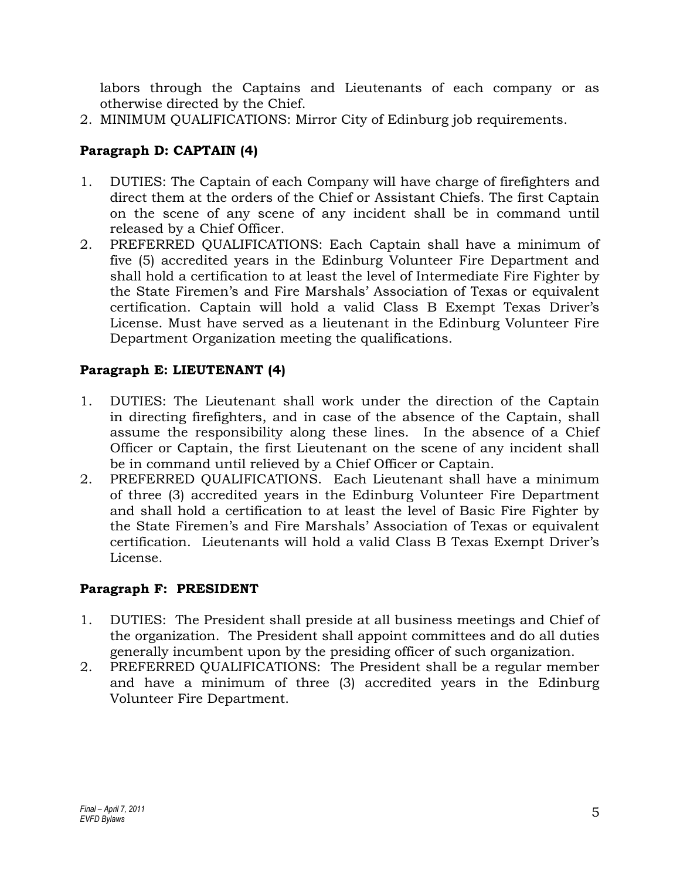labors through the Captains and Lieutenants of each company or as otherwise directed by the Chief.

2. MINIMUM QUALIFICATIONS: Mirror City of Edinburg job requirements.

### Paragraph D: CAPTAIN (4)

1. DUTIES: The Captain of each Company will have charge of firefighters and direct them at the orders of the Chief or Assistant Chiefs. The first Captain on the scene of any scene of any incident shall be in command until released by a Chief Officer.
2. PREFERRED QUALIFICATIONS: Each Captain shall have a minimum of five (5) accredited years in the Edinburg Volunteer Fire Department and shall hold a certification to at least the level of Intermediate Fire Fighter by the State Firemen's and Fire Marshals' Association of Texas or equivalent certification. Captain will hold a valid Class B Exempt Texas Driver's License. Must have served as a lieutenant in the Edinburg Volunteer Fire Department Organization meeting the qualifications.

### Paragraph E: LIEUTENANT (4)

1. DUTIES: The Lieutenant shall work under the direction of the Captain in directing firefighters, and in case of the absence of the Captain, shall assume the responsibility along these lines. In the absence of a Chief Officer or Captain, the first Lieutenant on the scene of any incident shall be in command until relieved by a Chief Officer or Captain.
2. PREFERRED QUALIFICATIONS. Each Lieutenant shall have a minimum of three (3) accredited years in the Edinburg Volunteer Fire Department and shall hold a certification to at least the level of Basic Fire Fighter by the State Firemen's and Fire Marshals' Association of Texas or equivalent certification. Lieutenants will hold a valid Class B Texas Exempt Driver's License.

### Paragraph F: PRESIDENT

1. DUTIES: The President shall preside at all business meetings and Chief of the organization. The President shall appoint committees and do all duties generally incumbent upon by the presiding officer of such organization.
2. PREFERRED QUALIFICATIONS: The President shall be a regular member and have a minimum of three (3) accredited years in the Edinburg Volunteer Fire Department.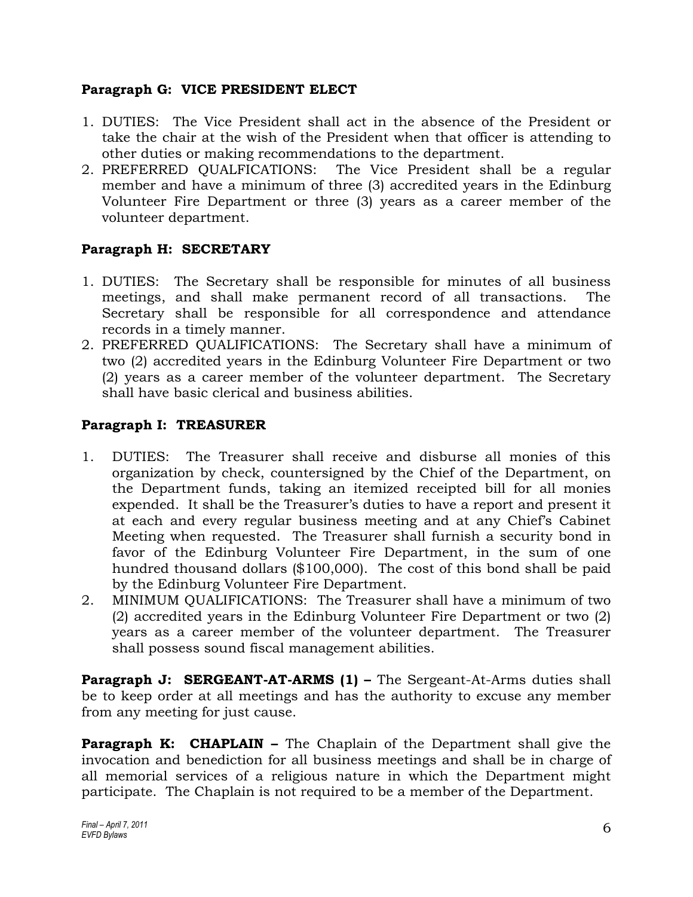**Paragraph G: VICE PRESIDENT ELECT**

1. DUTIES: The Vice President shall act in the absence of the President or take the chair at the wish of the President when that officer is attending to other duties or making recommendations to the department.
2. PREFERRED QUALFICATIONS: The Vice President shall be a regular member and have a minimum of three (3) accredited years in the Edinburg Volunteer Fire Department or three (3) years as a career member of the volunteer department.

**Paragraph H: SECRETARY**

1. DUTIES: The Secretary shall be responsible for minutes of all business meetings, and shall make permanent record of all transactions. The Secretary shall be responsible for all correspondence and attendance records in a timely manner.
2. PREFERRED QUALIFICATIONS: The Secretary shall have a minimum of two (2) accredited years in the Edinburg Volunteer Fire Department or two (2) years as a career member of the volunteer department. The Secretary shall have basic clerical and business abilities.

**Paragraph I: TREASURER**

1. DUTIES: The Treasurer shall receive and disburse all monies of this organization by check, countersigned by the Chief of the Department, on the Department funds, taking an itemized receipted bill for all monies expended. It shall be the Treasurer's duties to have a report and present it at each and every regular business meeting and at any Chief's Cabinet Meeting when requested. The Treasurer shall furnish a security bond in favor of the Edinburg Volunteer Fire Department, in the sum of one hundred thousand dollars ($100,000). The cost of this bond shall be paid by the Edinburg Volunteer Fire Department.
2. MINIMUM QUALIFICATIONS: The Treasurer shall have a minimum of two (2) accredited years in the Edinburg Volunteer Fire Department or two (2) years as a career member of the volunteer department. The Treasurer shall possess sound fiscal management abilities.

**Paragraph J: SERGEANT-AT-ARMS (1) –** The Sergeant-At-Arms duties shall be to keep order at all meetings and has the authority to excuse any member from any meeting for just cause.

**Paragraph K: CHAPLAIN –** The Chaplain of the Department shall give the invocation and benediction for all business meetings and shall be in charge of all memorial services of a religious nature in which the Department might participate. The Chaplain is not required to be a member of the Department.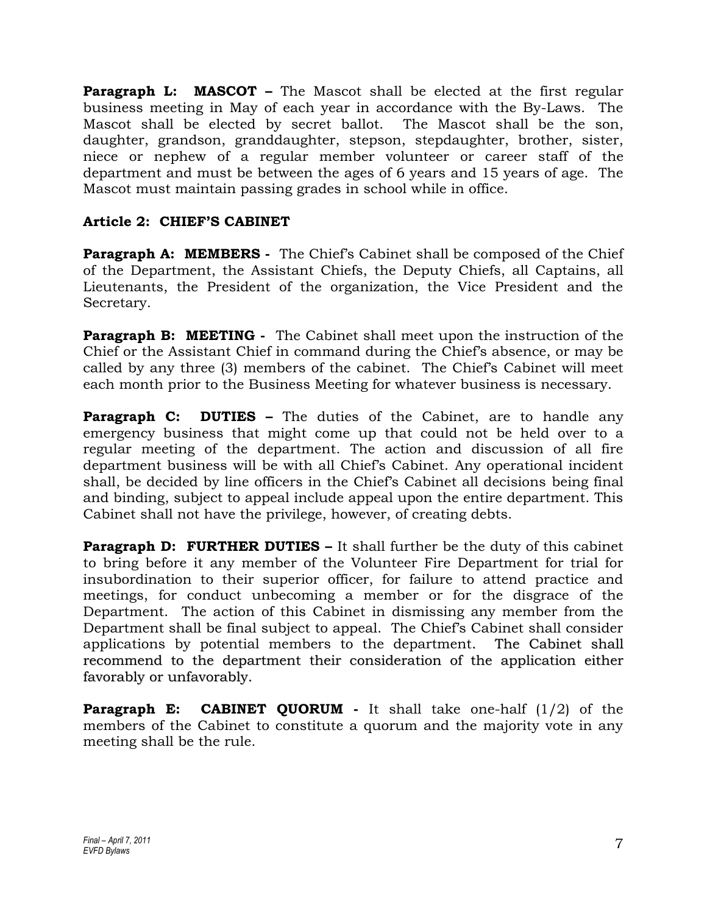**Paragraph L: MASCOT –** The Mascot shall be elected at the first regular business meeting in May of each year in accordance with the By-Laws. The Mascot shall be elected by secret ballot. The Mascot shall be the son, daughter, grandson, granddaughter, stepson, stepdaughter, brother, sister, niece or nephew of a regular member volunteer or career staff of the department and must be between the ages of 6 years and 15 years of age. The Mascot must maintain passing grades in school while in office.

## Article 2: CHIEF'S CABINET

**Paragraph A: MEMBERS -** The Chief's Cabinet shall be composed of the Chief of the Department, the Assistant Chiefs, the Deputy Chiefs, all Captains, all Lieutenants, the President of the organization, the Vice President and the Secretary.

**Paragraph B: MEETING -** The Cabinet shall meet upon the instruction of the Chief or the Assistant Chief in command during the Chief's absence, or may be called by any three (3) members of the cabinet. The Chief's Cabinet will meet each month prior to the Business Meeting for whatever business is necessary.

**Paragraph C: DUTIES –** The duties of the Cabinet, are to handle any emergency business that might come up that could not be held over to a regular meeting of the department. The action and discussion of all fire department business will be with all Chief's Cabinet. Any operational incident shall, be decided by line officers in the Chief's Cabinet all decisions being final and binding, subject to appeal include appeal upon the entire department. This Cabinet shall not have the privilege, however, of creating debts.

**Paragraph D: FURTHER DUTIES –** It shall further be the duty of this cabinet to bring before it any member of the Volunteer Fire Department for trial for insubordination to their superior officer, for failure to attend practice and meetings, for conduct unbecoming a member or for the disgrace of the Department. The action of this Cabinet in dismissing any member from the Department shall be final subject to appeal. The Chief's Cabinet shall consider applications by potential members to the department. The Cabinet shall recommend to the department their consideration of the application either favorably or unfavorably.

**Paragraph E: CABINET QUORUM -** It shall take one-half (1/2) of the members of the Cabinet to constitute a quorum and the majority vote in any meeting shall be the rule.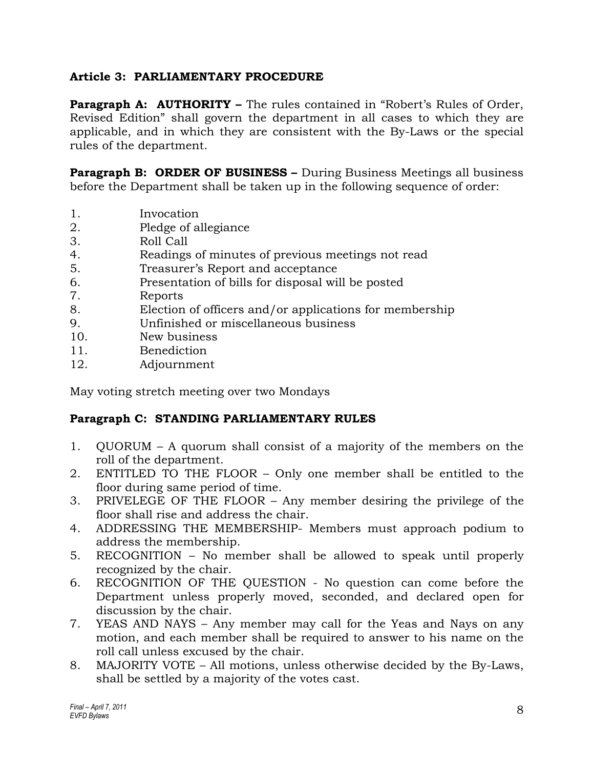**Article 3: PARLIAMENTARY PROCEDURE**

**Paragraph A: AUTHORITY –** The rules contained in "Robert's Rules of Order, Revised Edition" shall govern the department in all cases to which they are applicable, and in which they are consistent with the By-Laws or the special rules of the department.

**Paragraph B: ORDER OF BUSINESS –** During Business Meetings all business before the Department shall be taken up in the following sequence of order:

1. Invocation
2. Pledge of allegiance
3. Roll Call
4. Readings of minutes of previous meetings not read
5. Treasurer's Report and acceptance
6. Presentation of bills for disposal will be posted
7. Reports
8. Election of officers and/or applications for membership
9. Unfinished or miscellaneous business
10. New business
11. Benediction
12. Adjournment

May voting stretch meeting over two Mondays

**Paragraph C: STANDING PARLIAMENTARY RULES**

1. QUORUM – A quorum shall consist of a majority of the members on the roll of the department.
2. ENTITLED TO THE FLOOR – Only one member shall be entitled to the floor during same period of time.
3. PRIVELEGE OF THE FLOOR – Any member desiring the privilege of the floor shall rise and address the chair.
4. ADDRESSING THE MEMBERSHIP- Members must approach podium to address the membership.
5. RECOGNITION – No member shall be allowed to speak until properly recognized by the chair.
6. RECOGNITION OF THE QUESTION - No question can come before the Department unless properly moved, seconded, and declared open for discussion by the chair.
7. YEAS AND NAYS – Any member may call for the Yeas and Nays on any motion, and each member shall be required to answer to his name on the roll call unless excused by the chair.
8. MAJORITY VOTE – All motions, unless otherwise decided by the By-Laws, shall be settled by a majority of the votes cast.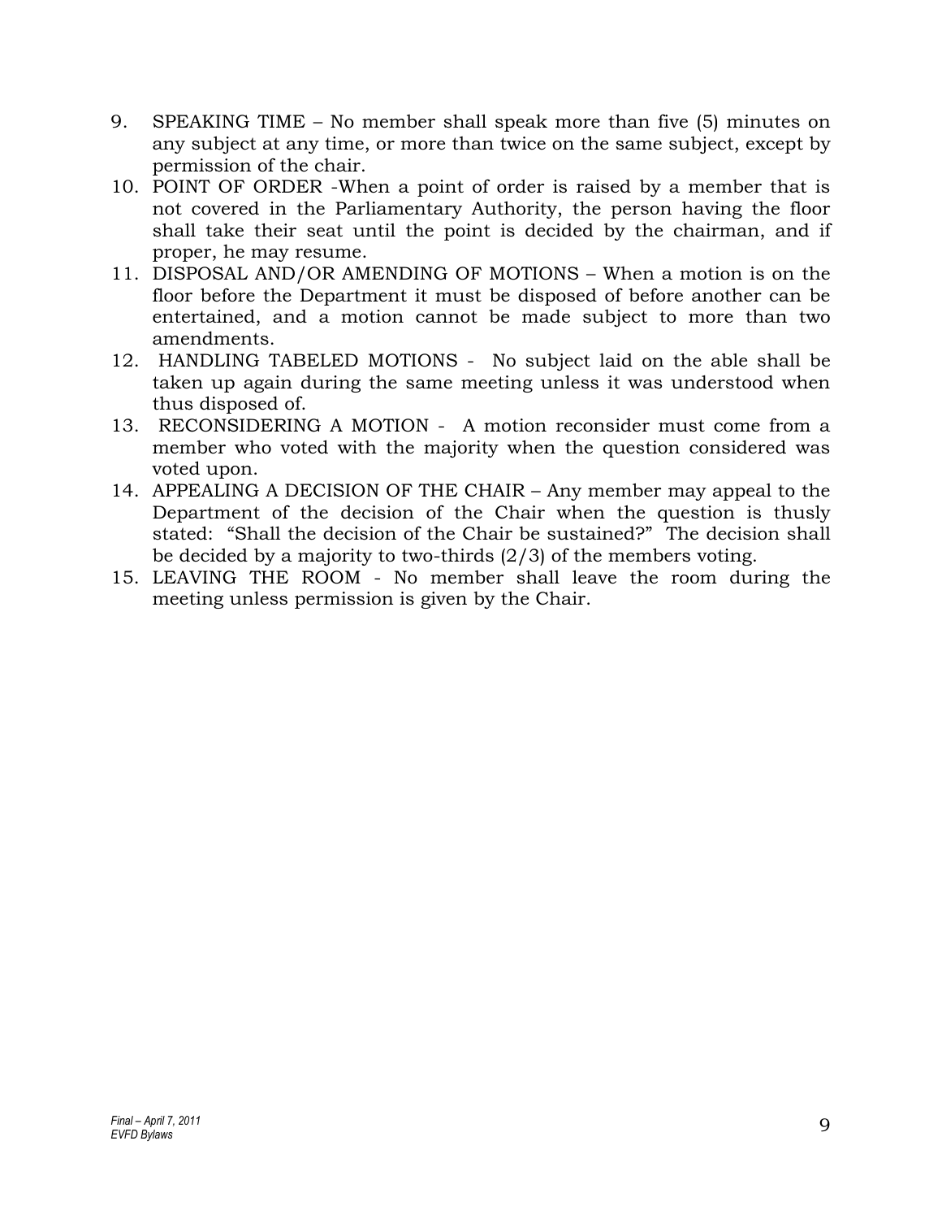9. SPEAKING TIME – No member shall speak more than five (5) minutes on any subject at any time, or more than twice on the same subject, except by permission of the chair.
10. POINT OF ORDER -When a point of order is raised by a member that is not covered in the Parliamentary Authority, the person having the floor shall take their seat until the point is decided by the chairman, and if proper, he may resume.
11. DISPOSAL AND/OR AMENDING OF MOTIONS – When a motion is on the floor before the Department it must be disposed of before another can be entertained, and a motion cannot be made subject to more than two amendments.
12. HANDLING TABELED MOTIONS - No subject laid on the able shall be taken up again during the same meeting unless it was understood when thus disposed of.
13. RECONSIDERING A MOTION - A motion reconsider must come from a member who voted with the majority when the question considered was voted upon.
14. APPEALING A DECISION OF THE CHAIR – Any member may appeal to the Department of the decision of the Chair when the question is thusly stated: “Shall the decision of the Chair be sustained?” The decision shall be decided by a majority to two-thirds (2/3) of the members voting.
15. LEAVING THE ROOM - No member shall leave the room during the meeting unless permission is given by the Chair.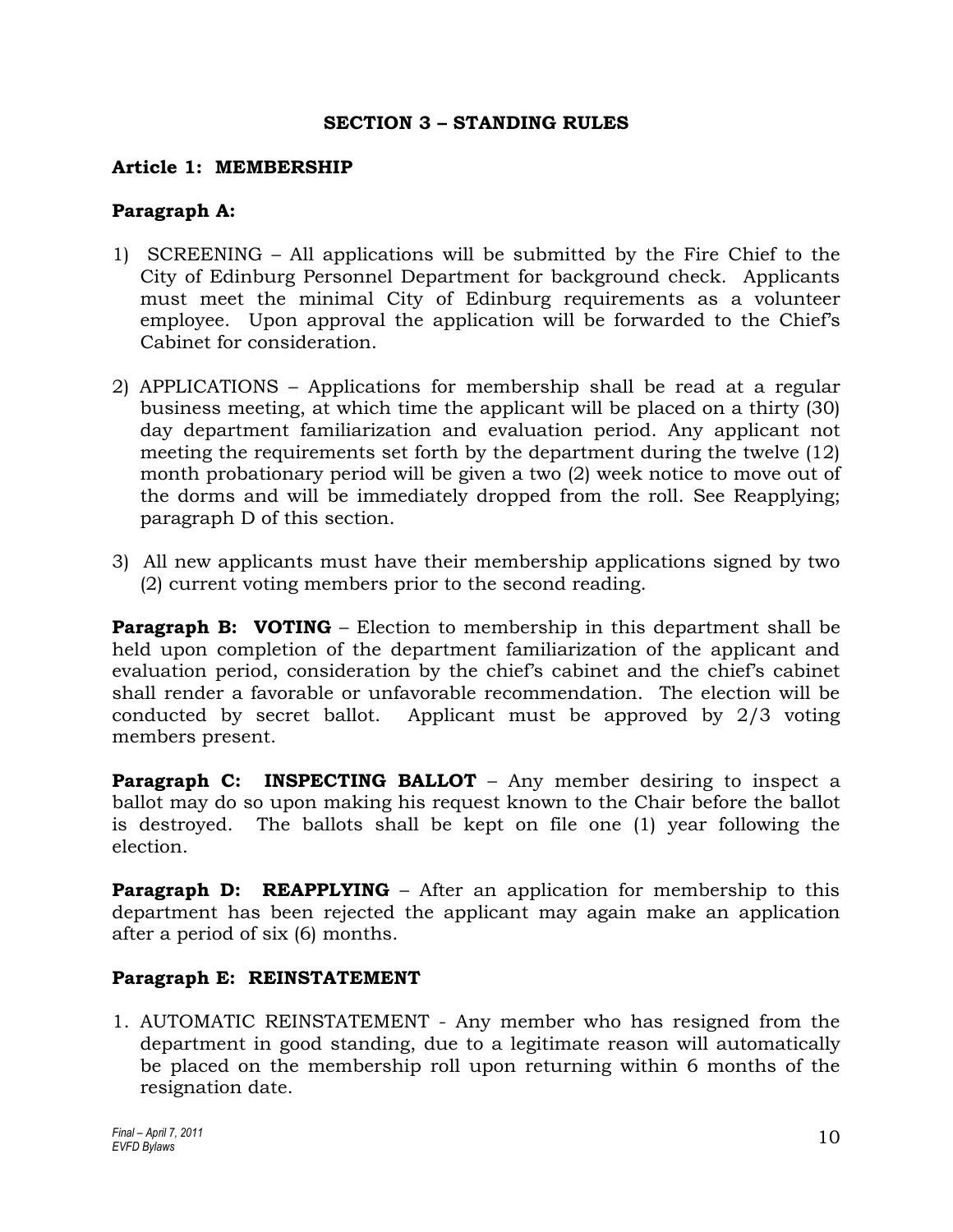## SECTION 3 – STANDING RULES

### Article 1: MEMBERSHIP

#### Paragraph A:

1) SCREENING – All applications will be submitted by the Fire Chief to the City of Edinburg Personnel Department for background check. Applicants must meet the minimal City of Edinburg requirements as a volunteer employee. Upon approval the application will be forwarded to the Chief's Cabinet for consideration.

2) APPLICATIONS – Applications for membership shall be read at a regular business meeting, at which time the applicant will be placed on a thirty (30) day department familiarization and evaluation period. Any applicant not meeting the requirements set forth by the department during the twelve (12) month probationary period will be given a two (2) week notice to move out of the dorms and will be immediately dropped from the roll. See Reapplying; paragraph D of this section.

3) All new applicants must have their membership applications signed by two (2) current voting members prior to the second reading.

**Paragraph B: VOTING** – Election to membership in this department shall be held upon completion of the department familiarization of the applicant and evaluation period, consideration by the chief's cabinet and the chief's cabinet shall render a favorable or unfavorable recommendation. The election will be conducted by secret ballot. Applicant must be approved by 2/3 voting members present.

**Paragraph C: INSPECTING BALLOT** – Any member desiring to inspect a ballot may do so upon making his request known to the Chair before the ballot is destroyed. The ballots shall be kept on file one (1) year following the election.

**Paragraph D: REAPPLYING** – After an application for membership to this department has been rejected the applicant may again make an application after a period of six (6) months.

#### Paragraph E: REINSTATEMENT

1. AUTOMATIC REINSTATEMENT - Any member who has resigned from the department in good standing, due to a legitimate reason will automatically be placed on the membership roll upon returning within 6 months of the resignation date.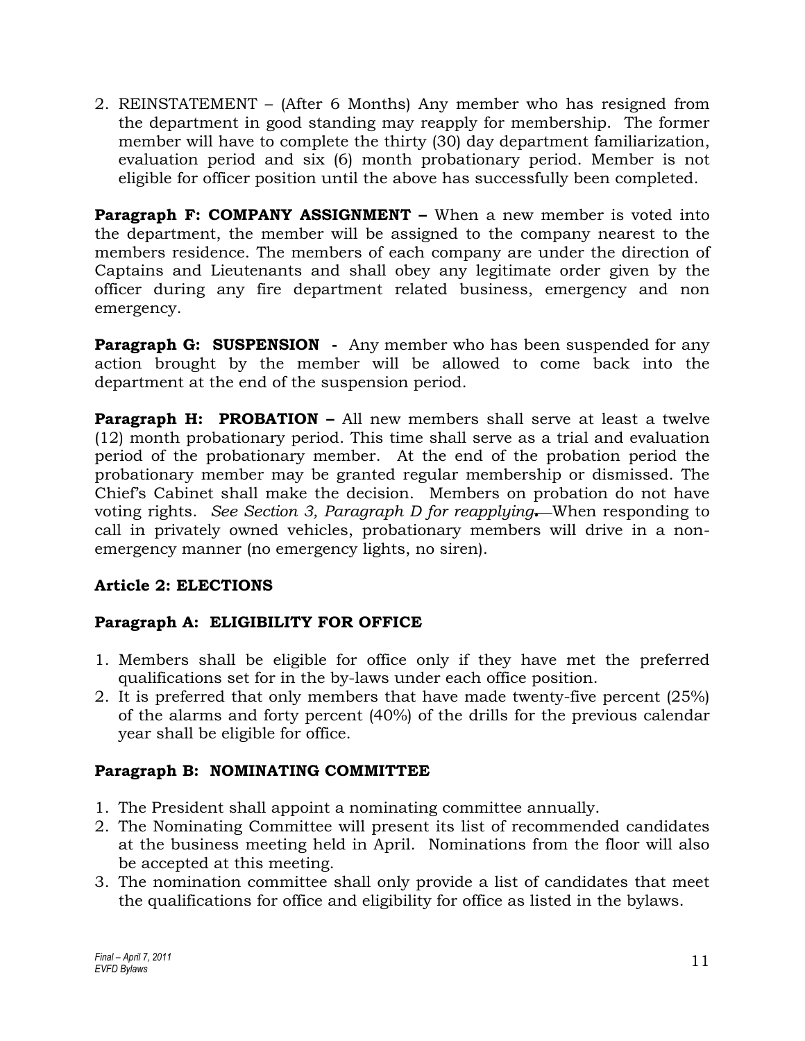2. REINSTATEMENT – (After 6 Months) Any member who has resigned from the department in good standing may reapply for membership. The former member will have to complete the thirty (30) day department familiarization, evaluation period and six (6) month probationary period. Member is not eligible for officer position until the above has successfully been completed.

**Paragraph F: COMPANY ASSIGNMENT –** When a new member is voted into the department, the member will be assigned to the company nearest to the members residence. The members of each company are under the direction of Captains and Lieutenants and shall obey any legitimate order given by the officer during any fire department related business, emergency and non emergency.

**Paragraph G: SUSPENSION -** Any member who has been suspended for any action brought by the member will be allowed to come back into the department at the end of the suspension period.

**Paragraph H: PROBATION –** All new members shall serve at least a twelve (12) month probationary period. This time shall serve as a trial and evaluation period of the probationary member. At the end of the probation period the probationary member may be granted regular membership or dismissed. The Chief's Cabinet shall make the decision. Members on probation do not have voting rights. *See Section 3, Paragraph D for reapplying*. When responding to call in privately owned vehicles, probationary members will drive in a non-emergency manner (no emergency lights, no siren).

### Article 2: ELECTIONS

#### Paragraph A: ELIGIBILITY FOR OFFICE

1. Members shall be eligible for office only if they have met the preferred qualifications set for in the by-laws under each office position.
2. It is preferred that only members that have made twenty-five percent (25%) of the alarms and forty percent (40%) of the drills for the previous calendar year shall be eligible for office.

#### Paragraph B: NOMINATING COMMITTEE

1. The President shall appoint a nominating committee annually.
2. The Nominating Committee will present its list of recommended candidates at the business meeting held in April. Nominations from the floor will also be accepted at this meeting.
3. The nomination committee shall only provide a list of candidates that meet the qualifications for office and eligibility for office as listed in the bylaws.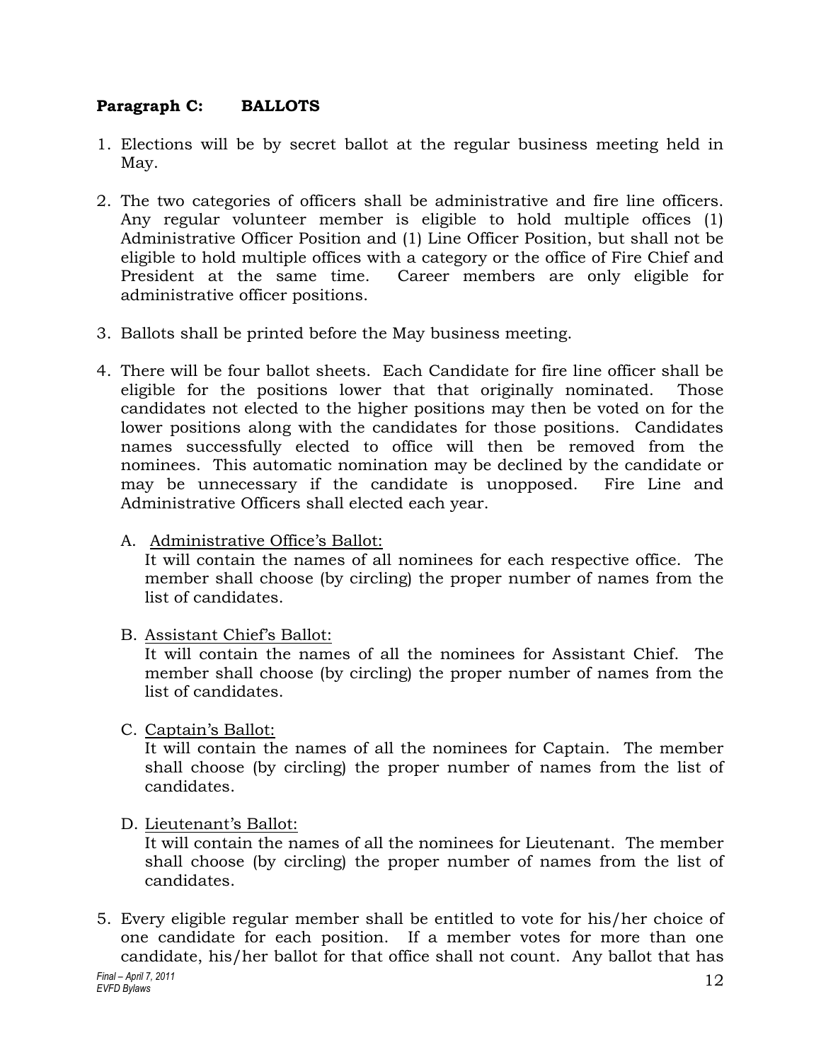**Paragraph C: BALLOTS**

1. Elections will be by secret ballot at the regular business meeting held in May.

2. The two categories of officers shall be administrative and fire line officers. Any regular volunteer member is eligible to hold multiple offices (1) Administrative Officer Position and (1) Line Officer Position, but shall not be eligible to hold multiple offices with a category or the office of Fire Chief and President at the same time. Career members are only eligible for administrative officer positions.

3. Ballots shall be printed before the May business meeting.

4. There will be four ballot sheets. Each Candidate for fire line officer shall be eligible for the positions lower that that originally nominated. Those candidates not elected to the higher positions may then be voted on for the lower positions along with the candidates for those positions. Candidates names successfully elected to office will then be removed from the nominees. This automatic nomination may be declined by the candidate or may be unnecessary if the candidate is unopposed. Fire Line and Administrative Officers shall elected each year.

   A. <u>Administrative Office's Ballot:</u>
   It will contain the names of all nominees for each respective office. The member shall choose (by circling) the proper number of names from the list of candidates.

   B. <u>Assistant Chief's Ballot:</u>
   It will contain the names of all the nominees for Assistant Chief. The member shall choose (by circling) the proper number of names from the list of candidates.

   C. <u>Captain's Ballot:</u>
   It will contain the names of all the nominees for Captain. The member shall choose (by circling) the proper number of names from the list of candidates.

   D. <u>Lieutenant's Ballot:</u>
   It will contain the names of all the nominees for Lieutenant. The member shall choose (by circling) the proper number of names from the list of candidates.

5. Every eligible regular member shall be entitled to vote for his/her choice of one candidate for each position. If a member votes for more than one candidate, his/her ballot for that office shall not count. Any ballot that has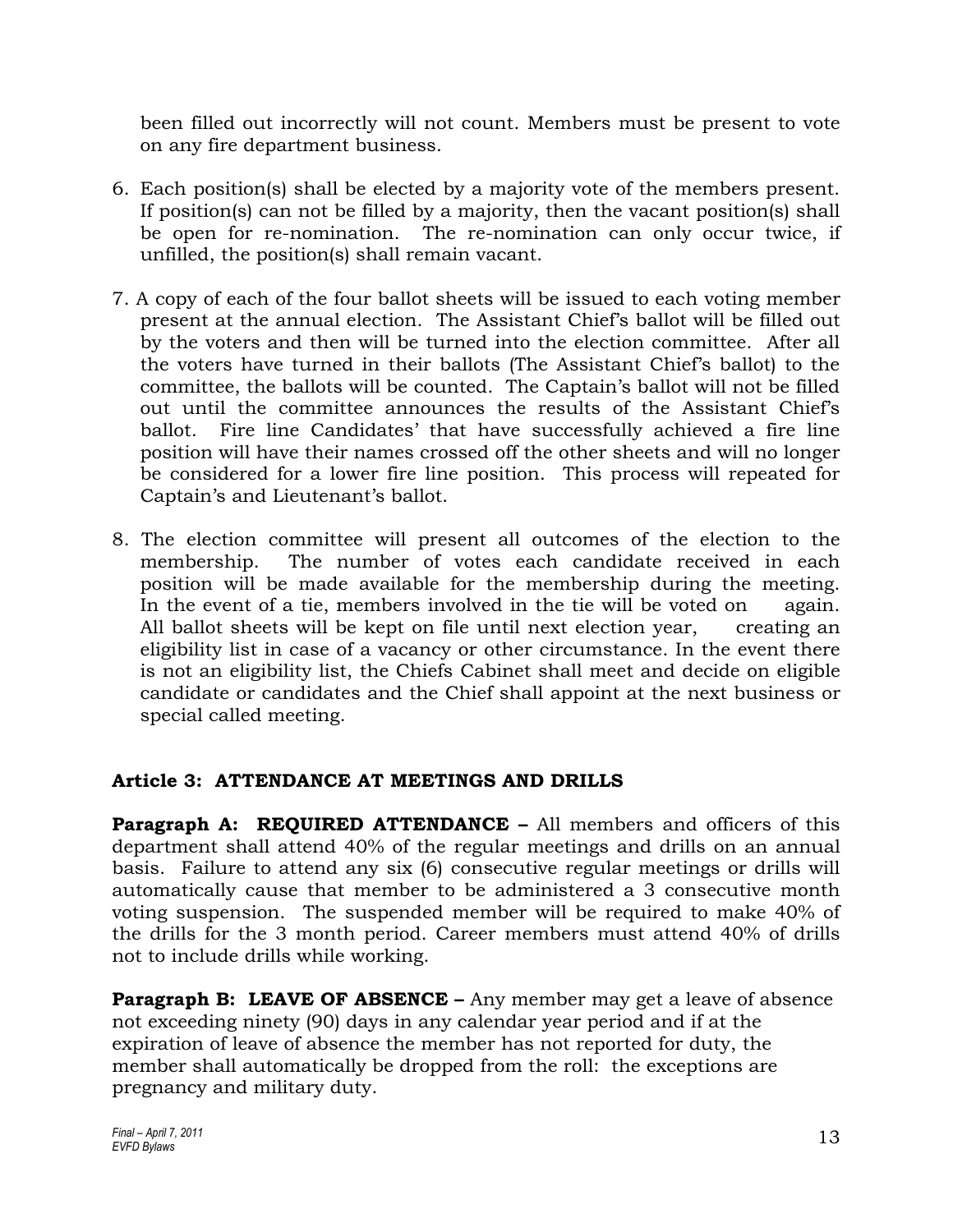been filled out incorrectly will not count. Members must be present to vote on any fire department business.

6. Each position(s) shall be elected by a majority vote of the members present. If position(s) can not be filled by a majority, then the vacant position(s) shall be open for re-nomination. The re-nomination can only occur twice, if unfilled, the position(s) shall remain vacant.

7. A copy of each of the four ballot sheets will be issued to each voting member present at the annual election. The Assistant Chief's ballot will be filled out by the voters and then will be turned into the election committee. After all the voters have turned in their ballots (The Assistant Chief's ballot) to the committee, the ballots will be counted. The Captain's ballot will not be filled out until the committee announces the results of the Assistant Chief's ballot. Fire line Candidates' that have successfully achieved a fire line position will have their names crossed off the other sheets and will no longer be considered for a lower fire line position. This process will repeated for Captain's and Lieutenant's ballot.

8. The election committee will present all outcomes of the election to the membership. The number of votes each candidate received in each position will be made available for the membership during the meeting. In the event of a tie, members involved in the tie will be voted on again. All ballot sheets will be kept on file until next election year, creating an eligibility list in case of a vacancy or other circumstance. In the event there is not an eligibility list, the Chiefs Cabinet shall meet and decide on eligible candidate or candidates and the Chief shall appoint at the next business or special called meeting.

### Article 3: ATTENDANCE AT MEETINGS AND DRILLS

**Paragraph A: REQUIRED ATTENDANCE –** All members and officers of this department shall attend 40% of the regular meetings and drills on an annual basis. Failure to attend any six (6) consecutive regular meetings or drills will automatically cause that member to be administered a 3 consecutive month voting suspension. The suspended member will be required to make 40% of the drills for the 3 month period. Career members must attend 40% of drills not to include drills while working.

**Paragraph B: LEAVE OF ABSENCE –** Any member may get a leave of absence not exceeding ninety (90) days in any calendar year period and if at the expiration of leave of absence the member has not reported for duty, the member shall automatically be dropped from the roll: the exceptions are pregnancy and military duty.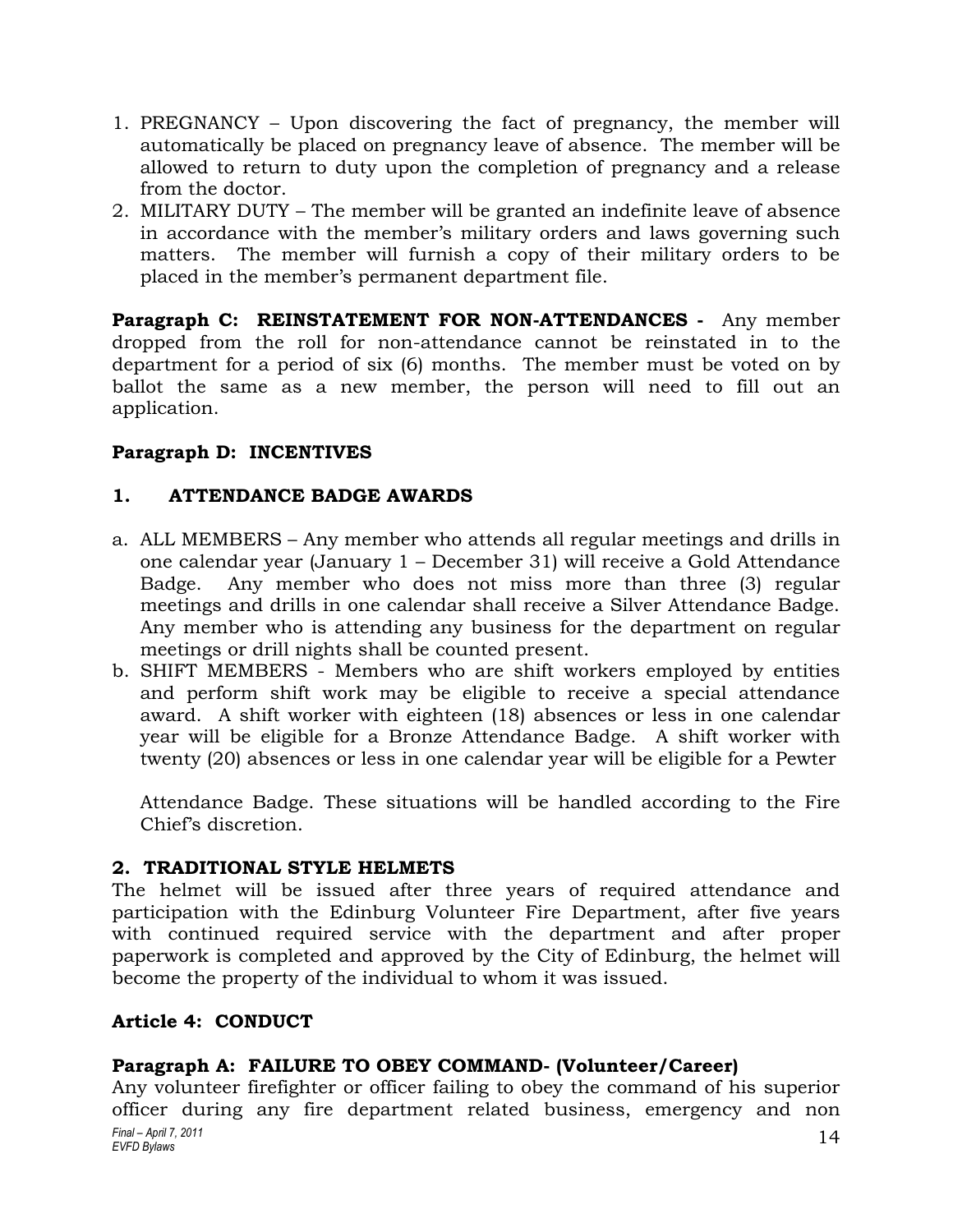1. PREGNANCY – Upon discovering the fact of pregnancy, the member will automatically be placed on pregnancy leave of absence. The member will be allowed to return to duty upon the completion of pregnancy and a release from the doctor.
2. MILITARY DUTY – The member will be granted an indefinite leave of absence in accordance with the member's military orders and laws governing such matters. The member will furnish a copy of their military orders to be placed in the member's permanent department file.

**Paragraph C: REINSTATEMENT FOR NON-ATTENDANCES -** Any member dropped from the roll for non-attendance cannot be reinstated in to the department for a period of six (6) months. The member must be voted on by ballot the same as a new member, the person will need to fill out an application.

**Paragraph D: INCENTIVES**

**1. ATTENDANCE BADGE AWARDS**

a. ALL MEMBERS – Any member who attends all regular meetings and drills in one calendar year (January 1 – December 31) will receive a Gold Attendance Badge. Any member who does not miss more than three (3) regular meetings and drills in one calendar shall receive a Silver Attendance Badge. Any member who is attending any business for the department on regular meetings or drill nights shall be counted present.
b. SHIFT MEMBERS - Members who are shift workers employed by entities and perform shift work may be eligible to receive a special attendance award. A shift worker with eighteen (18) absences or less in one calendar year will be eligible for a Bronze Attendance Badge. A shift worker with twenty (20) absences or less in one calendar year will be eligible for a Pewter

   Attendance Badge. These situations will be handled according to the Fire Chief's discretion.

**2. TRADITIONAL STYLE HELMETS**

The helmet will be issued after three years of required attendance and participation with the Edinburg Volunteer Fire Department, after five years with continued required service with the department and after proper paperwork is completed and approved by the City of Edinburg, the helmet will become the property of the individual to whom it was issued.

**Article 4: CONDUCT**

**Paragraph A: FAILURE TO OBEY COMMAND- (Volunteer/Career)**

Any volunteer firefighter or officer failing to obey the command of his superior officer during any fire department related business, emergency and non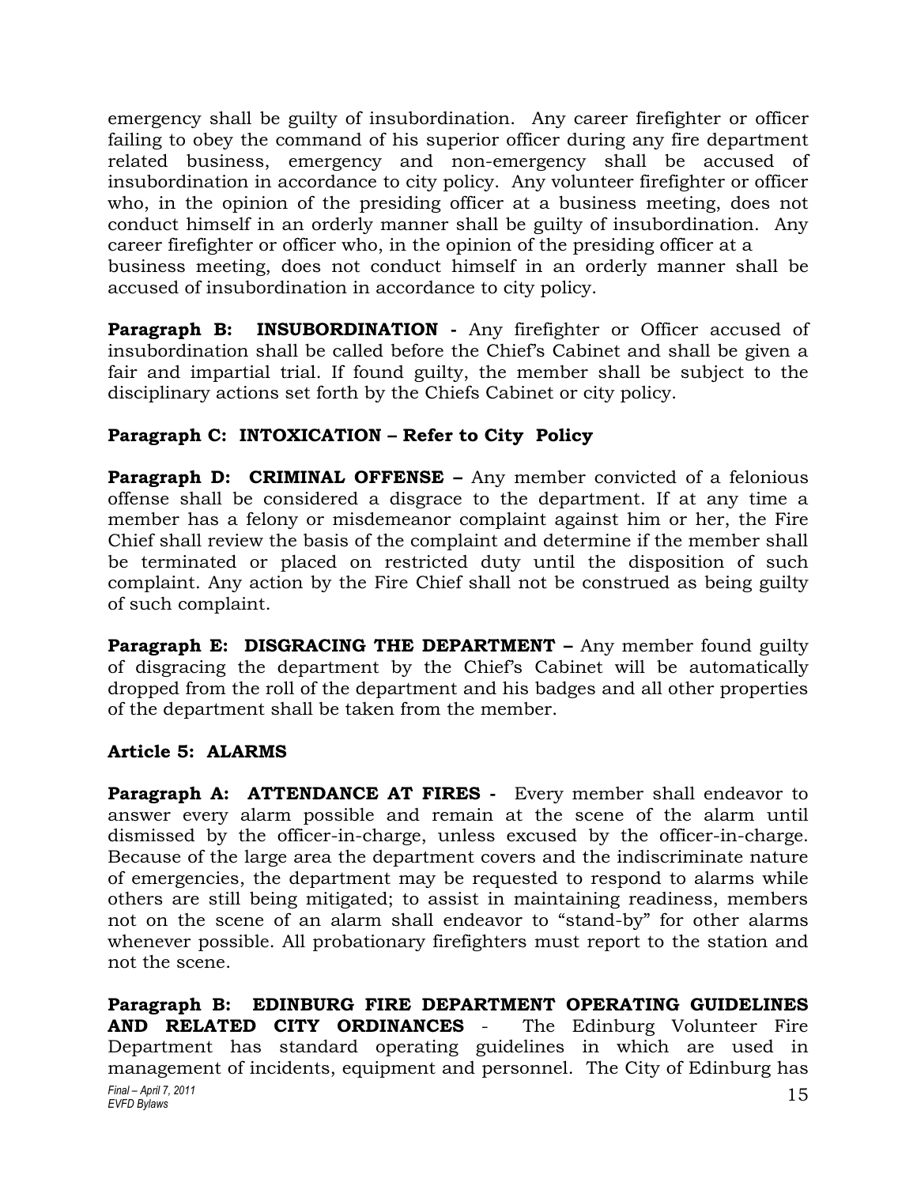emergency shall be guilty of insubordination. Any career firefighter or officer failing to obey the command of his superior officer during any fire department related business, emergency and non-emergency shall be accused of insubordination in accordance to city policy. Any volunteer firefighter or officer who, in the opinion of the presiding officer at a business meeting, does not conduct himself in an orderly manner shall be guilty of insubordination. Any career firefighter or officer who, in the opinion of the presiding officer at a business meeting, does not conduct himself in an orderly manner shall be accused of insubordination in accordance to city policy.

**Paragraph B: INSUBORDINATION -** Any firefighter or Officer accused of insubordination shall be called before the Chief's Cabinet and shall be given a fair and impartial trial. If found guilty, the member shall be subject to the disciplinary actions set forth by the Chiefs Cabinet or city policy.

**Paragraph C: INTOXICATION – Refer to City Policy**

**Paragraph D: CRIMINAL OFFENSE –** Any member convicted of a felonious offense shall be considered a disgrace to the department. If at any time a member has a felony or misdemeanor complaint against him or her, the Fire Chief shall review the basis of the complaint and determine if the member shall be terminated or placed on restricted duty until the disposition of such complaint. Any action by the Fire Chief shall not be construed as being guilty of such complaint.

**Paragraph E: DISGRACING THE DEPARTMENT –** Any member found guilty of disgracing the department by the Chief's Cabinet will be automatically dropped from the roll of the department and his badges and all other properties of the department shall be taken from the member.

### Article 5: ALARMS

**Paragraph A: ATTENDANCE AT FIRES -** Every member shall endeavor to answer every alarm possible and remain at the scene of the alarm until dismissed by the officer-in-charge, unless excused by the officer-in-charge. Because of the large area the department covers and the indiscriminate nature of emergencies, the department may be requested to respond to alarms while others are still being mitigated; to assist in maintaining readiness, members not on the scene of an alarm shall endeavor to "stand-by" for other alarms whenever possible. All probationary firefighters must report to the station and not the scene.

**Paragraph B: EDINBURG FIRE DEPARTMENT OPERATING GUIDELINES AND RELATED CITY ORDINANCES** - The Edinburg Volunteer Fire Department has standard operating guidelines in which are used in management of incidents, equipment and personnel. The City of Edinburg has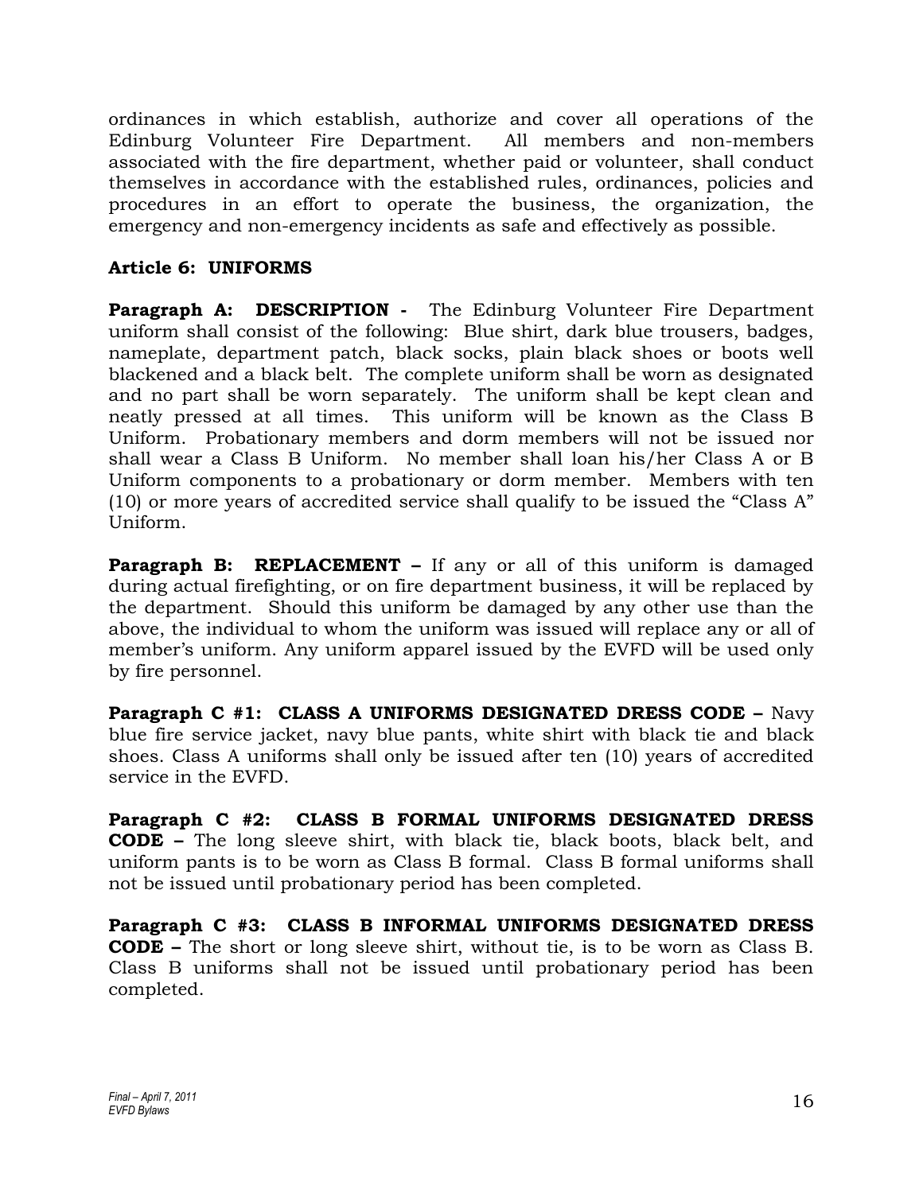ordinances in which establish, authorize and cover all operations of the Edinburg Volunteer Fire Department. All members and non-members associated with the fire department, whether paid or volunteer, shall conduct themselves in accordance with the established rules, ordinances, policies and procedures in an effort to operate the business, the organization, the emergency and non-emergency incidents as safe and effectively as possible.

### Article 6: UNIFORMS

**Paragraph A: DESCRIPTION -** The Edinburg Volunteer Fire Department uniform shall consist of the following: Blue shirt, dark blue trousers, badges, nameplate, department patch, black socks, plain black shoes or boots well blackened and a black belt. The complete uniform shall be worn as designated and no part shall be worn separately. The uniform shall be kept clean and neatly pressed at all times. This uniform will be known as the Class B Uniform. Probationary members and dorm members will not be issued nor shall wear a Class B Uniform. No member shall loan his/her Class A or B Uniform components to a probationary or dorm member. Members with ten (10) or more years of accredited service shall qualify to be issued the "Class A" Uniform.

**Paragraph B: REPLACEMENT –** If any or all of this uniform is damaged during actual firefighting, or on fire department business, it will be replaced by the department. Should this uniform be damaged by any other use than the above, the individual to whom the uniform was issued will replace any or all of member's uniform. Any uniform apparel issued by the EVFD will be used only by fire personnel.

**Paragraph C #1: CLASS A UNIFORMS DESIGNATED DRESS CODE –** Navy blue fire service jacket, navy blue pants, white shirt with black tie and black shoes. Class A uniforms shall only be issued after ten (10) years of accredited service in the EVFD.

**Paragraph C #2: CLASS B FORMAL UNIFORMS DESIGNATED DRESS CODE –** The long sleeve shirt, with black tie, black boots, black belt, and uniform pants is to be worn as Class B formal. Class B formal uniforms shall not be issued until probationary period has been completed.

**Paragraph C #3: CLASS B INFORMAL UNIFORMS DESIGNATED DRESS CODE –** The short or long sleeve shirt, without tie, is to be worn as Class B. Class B uniforms shall not be issued until probationary period has been completed.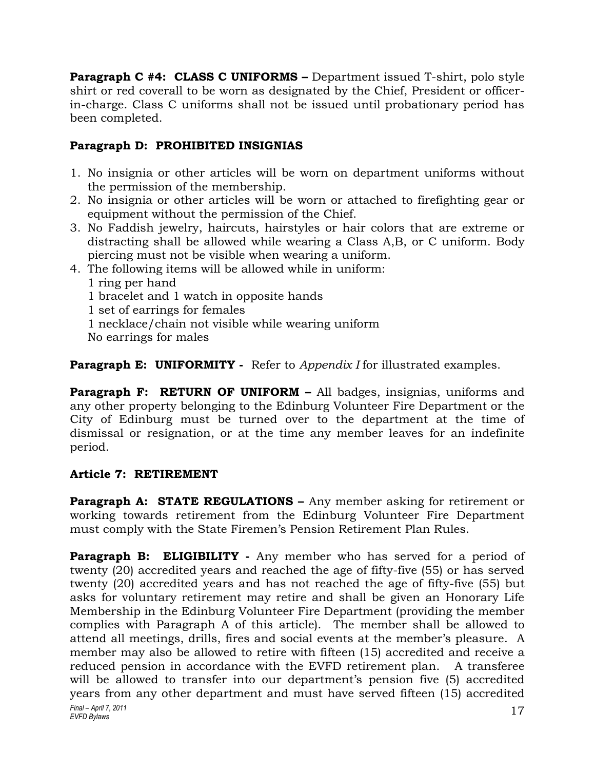**Paragraph C #4: CLASS C UNIFORMS –** Department issued T-shirt, polo style shirt or red coverall to be worn as designated by the Chief, President or officer-in-charge. Class C uniforms shall not be issued until probationary period has been completed.

**Paragraph D: PROHIBITED INSIGNIAS**

1. No insignia or other articles will be worn on department uniforms without the permission of the membership.
2. No insignia or other articles will be worn or attached to firefighting gear or equipment without the permission of the Chief.
3. No Faddish jewelry, haircuts, hairstyles or hair colors that are extreme or distracting shall be allowed while wearing a Class A,B, or C uniform. Body piercing must not be visible when wearing a uniform.
4. The following items will be allowed while in uniform:
   1 ring per hand
   1 bracelet and 1 watch in opposite hands
   1 set of earrings for females
   1 necklace/chain not visible while wearing uniform
   No earrings for males

**Paragraph E: UNIFORMITY -** Refer to *Appendix I* for illustrated examples.

**Paragraph F: RETURN OF UNIFORM –** All badges, insignias, uniforms and any other property belonging to the Edinburg Volunteer Fire Department or the City of Edinburg must be turned over to the department at the time of dismissal or resignation, or at the time any member leaves for an indefinite period.

**Article 7: RETIREMENT**

**Paragraph A: STATE REGULATIONS –** Any member asking for retirement or working towards retirement from the Edinburg Volunteer Fire Department must comply with the State Firemen's Pension Retirement Plan Rules.

**Paragraph B: ELIGIBILITY -** Any member who has served for a period of twenty (20) accredited years and reached the age of fifty-five (55) or has served twenty (20) accredited years and has not reached the age of fifty-five (55) but asks for voluntary retirement may retire and shall be given an Honorary Life Membership in the Edinburg Volunteer Fire Department (providing the member complies with Paragraph A of this article). The member shall be allowed to attend all meetings, drills, fires and social events at the member's pleasure. A member may also be allowed to retire with fifteen (15) accredited and receive a reduced pension in accordance with the EVFD retirement plan. A transferee will be allowed to transfer into our department's pension five (5) accredited years from any other department and must have served fifteen (15) accredited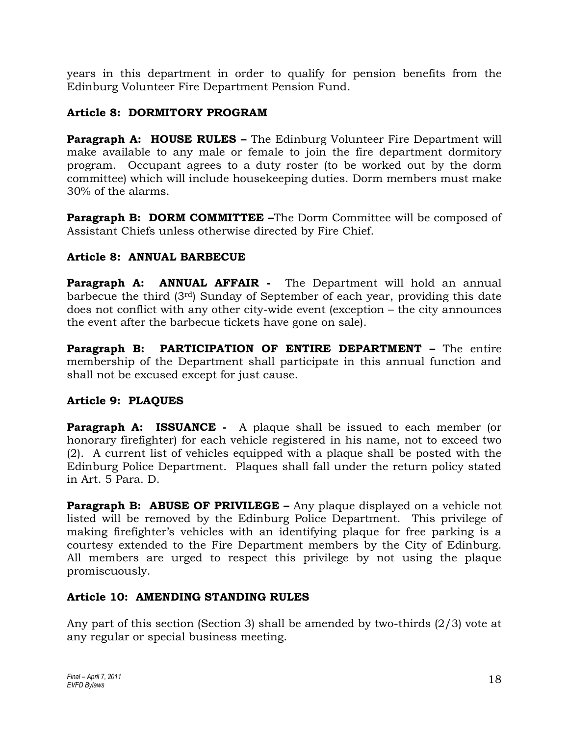years in this department in order to qualify for pension benefits from the Edinburg Volunteer Fire Department Pension Fund.

### Article 8: DORMITORY PROGRAM

**Paragraph A: HOUSE RULES –** The Edinburg Volunteer Fire Department will make available to any male or female to join the fire department dormitory program. Occupant agrees to a duty roster (to be worked out by the dorm committee) which will include housekeeping duties. Dorm members must make 30% of the alarms.

**Paragraph B: DORM COMMITTEE –**The Dorm Committee will be composed of Assistant Chiefs unless otherwise directed by Fire Chief.

### Article 8: ANNUAL BARBECUE

**Paragraph A: ANNUAL AFFAIR -** The Department will hold an annual barbecue the third (3rd) Sunday of September of each year, providing this date does not conflict with any other city-wide event (exception – the city announces the event after the barbecue tickets have gone on sale).

**Paragraph B: PARTICIPATION OF ENTIRE DEPARTMENT –** The entire membership of the Department shall participate in this annual function and shall not be excused except for just cause.

### Article 9: PLAQUES

**Paragraph A: ISSUANCE -** A plaque shall be issued to each member (or honorary firefighter) for each vehicle registered in his name, not to exceed two (2). A current list of vehicles equipped with a plaque shall be posted with the Edinburg Police Department. Plaques shall fall under the return policy stated in Art. 5 Para. D.

**Paragraph B: ABUSE OF PRIVILEGE –** Any plaque displayed on a vehicle not listed will be removed by the Edinburg Police Department. This privilege of making firefighter's vehicles with an identifying plaque for free parking is a courtesy extended to the Fire Department members by the City of Edinburg. All members are urged to respect this privilege by not using the plaque promiscuously.

### Article 10: AMENDING STANDING RULES

Any part of this section (Section 3) shall be amended by two-thirds (2/3) vote at any regular or special business meeting.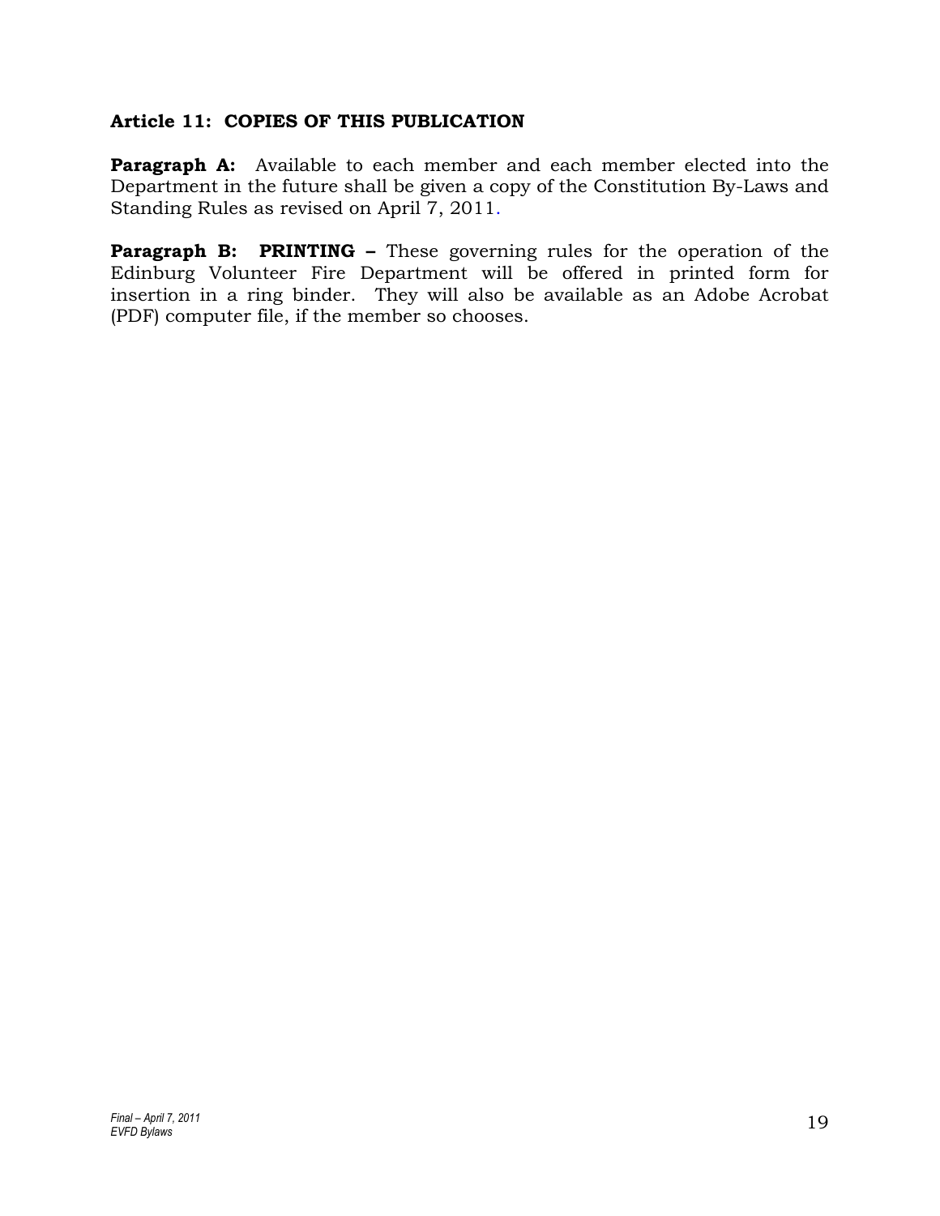### Article 11: COPIES OF THIS PUBLICATION

**Paragraph A:** Available to each member and each member elected into the Department in the future shall be given a copy of the Constitution By-Laws and Standing Rules as revised on April 7, 2011.

**Paragraph B: PRINTING –** These governing rules for the operation of the Edinburg Volunteer Fire Department will be offered in printed form for insertion in a ring binder. They will also be available as an Adobe Acrobat (PDF) computer file, if the member so chooses.